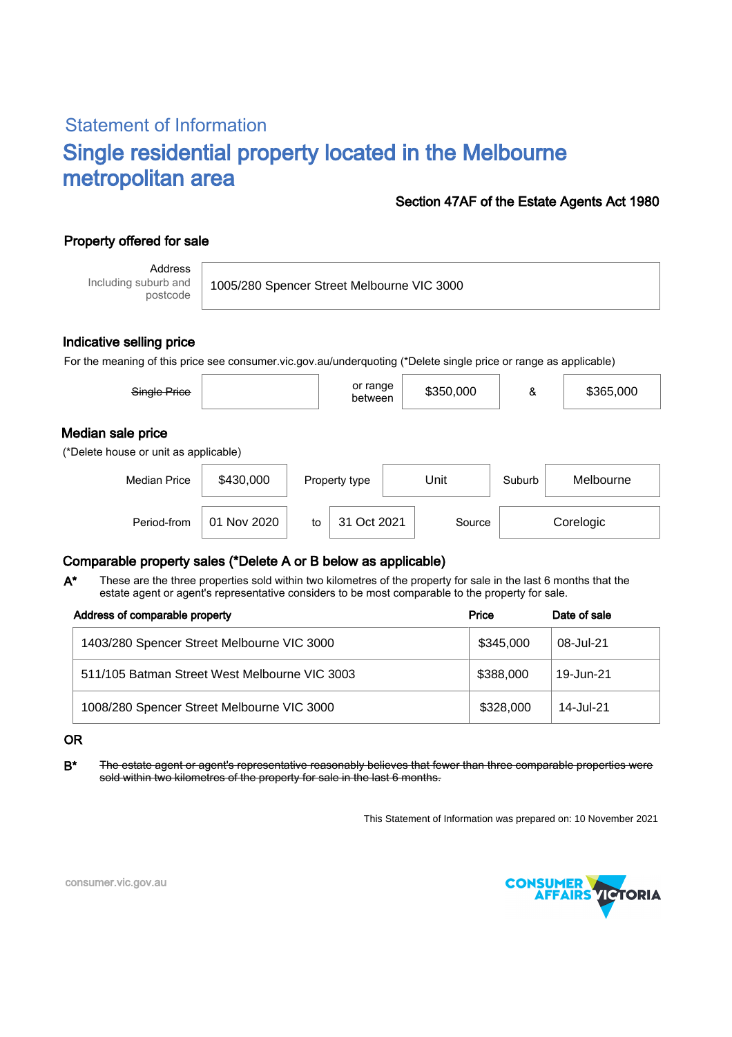## Statement of Information

# Single residential property located in the Melbourne metropolitan area

**Section 47AF of the Estate Agents Act 1980**

### Property offered for sale

| Address Including suburb and postcode | 1005/280 Spencer Street Melbourne VIC 3000 |
|---|---|

### Indicative selling price

For the meaning of this price see consumer.vic.gov.au/underquoting (*Delete single price or range as applicable)

| ~~Single Price~~ | | or range between | $350,000 | & | $365,000 |
|---|---|---|---|---|---|

### Median sale price

(*Delete house or unit as applicable)

| Median Price | $430,000 | Property type | Unit | Suburb | Melbourne |
|---|---|---|---|---|---|
| Period-from | 01 Nov 2020 | to | 31 Oct 2021 | Source | Corelogic |

### Comparable property sales (*Delete A or B below as applicable)

**A*** These are the three properties sold within two kilometres of the property for sale in the last 6 months that the estate agent or agent's representative considers to be most comparable to the property for sale.

| Address of comparable property | Price | Date of sale |
|---|---|---|
| 1403/280 Spencer Street Melbourne VIC 3000 | $345,000 | 08-Jul-21 |
| 511/105 Batman Street West Melbourne VIC 3003 | $388,000 | 19-Jun-21 |
| 1008/280 Spencer Street Melbourne VIC 3000 | $328,000 | 14-Jul-21 |

OR

**B*** ~~The estate agent or agent's representative reasonably believes that fewer than three comparable properties were sold within two kilometres of the property for sale in the last 6 months.~~

This Statement of Information was prepared on: 10 November 2021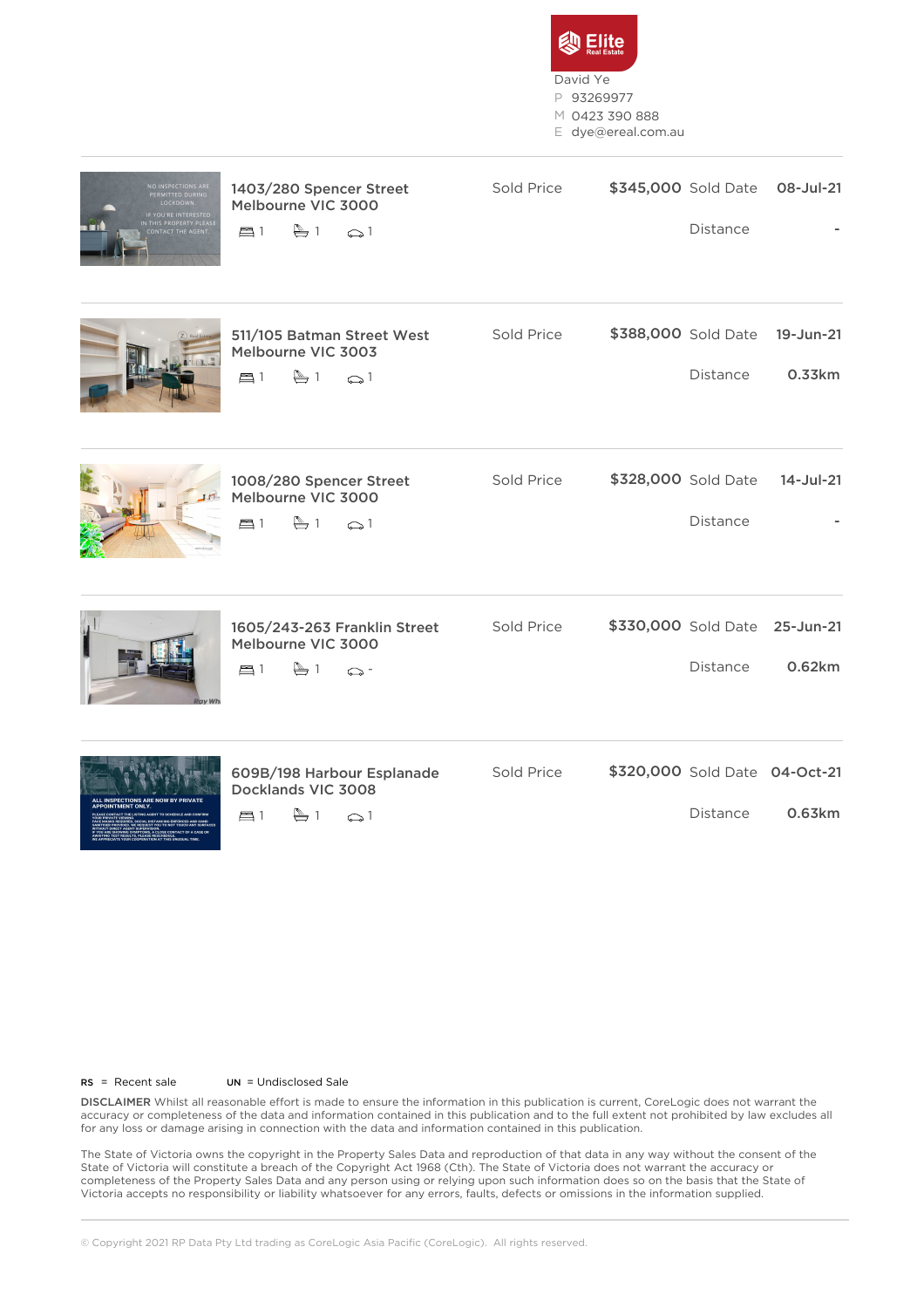Elite Real Estate

David Ye
P 93269977
M 0423 390 888
E dye@ereal.com.au

| Address | Bed | Bath | Car | Sold Price | Sold Date | Distance |
|---|---|---|---|---|---|---|
| 1403/280 Spencer Street Melbourne VIC 3000 | 1 | 1 | 1 | $345,000 | 08-Jul-21 | - |
| 511/105 Batman Street West Melbourne VIC 3003 | 1 | 1 | 1 | $388,000 | 19-Jun-21 | 0.33km |
| 1008/280 Spencer Street Melbourne VIC 3000 | 1 | 1 | 1 | $328,000 | 14-Jul-21 | - |
| 1605/243-263 Franklin Street Melbourne VIC 3000 | 1 | 1 | - | $330,000 | 25-Jun-21 | 0.62km |
| 609B/198 Harbour Esplanade Docklands VIC 3008 | 1 | 1 | 1 | $320,000 | 04-Oct-21 | 0.63km |

**RS** = Recent sale **UN** = Undisclosed Sale

**DISCLAIMER** Whilst all reasonable effort is made to ensure the information in this publication is current, CoreLogic does not warrant the accuracy or completeness of the data and information contained in this publication and to the full extent not prohibited by law excludes all for any loss or damage arising in connection with the data and information contained in this publication.

The State of Victoria owns the copyright in the Property Sales Data and reproduction of that data in any way without the consent of the State of Victoria will constitute a breach of the Copyright Act 1968 (Cth). The State of Victoria does not warrant the accuracy or completeness of the Property Sales Data and any person using or relying upon such information does so on the basis that the State of Victoria accepts no responsibility or liability whatsoever for any errors, faults, defects or omissions in the information supplied.

© Copyright 2021 RP Data Pty Ltd trading as CoreLogic Asia Pacific (CoreLogic). All rights reserved.